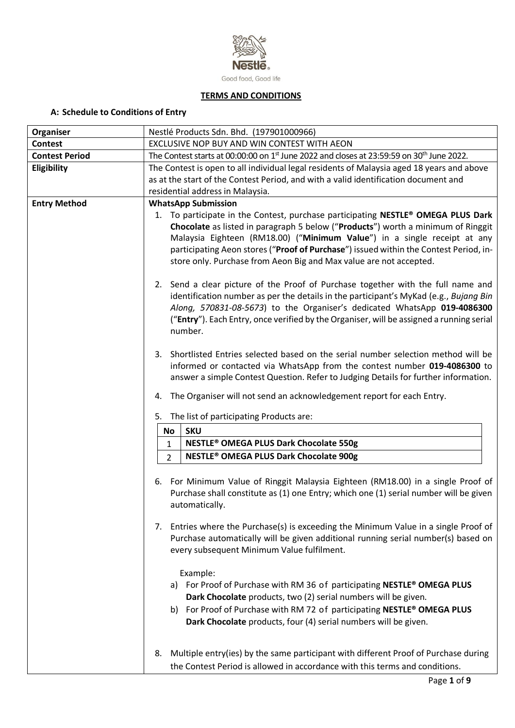Nestlé
Good food, Good life

## TERMS AND CONDITIONS

### A: Schedule to Conditions of Entry

| | |
|---|---|
| **Organiser** | Nestlé Products Sdn. Bhd. (197901000966) |
| **Contest** | EXCLUSIVE NOP BUY AND WIN CONTEST WITH AEON |
| **Contest Period** | The Contest starts at 00:00:00 on 1st June 2022 and closes at 23:59:59 on 30th June 2022. |
| **Eligibility** | The Contest is open to all individual legal residents of Malaysia aged 18 years and above as at the start of the Contest Period, and with a valid identification document and residential address in Malaysia. |
| **Entry Method** | **WhatsApp Submission**<br>1. To participate in the Contest, purchase participating **NESTLE® OMEGA PLUS Dark Chocolate** as listed in paragraph 5 below ("**Products**") worth a minimum of Ringgit Malaysia Eighteen (RM18.00) ("**Minimum Value**") in a single receipt at any participating Aeon stores ("**Proof of Purchase**") issued within the Contest Period, in-store only. Purchase from Aeon Big and Max value are not accepted.<br><br>2. Send a clear picture of the Proof of Purchase together with the full name and identification number as per the details in the participant's MyKad (e.g., *Bujang Bin Along, 570831-08-5673*) to the Organiser's dedicated WhatsApp **019-4086300** ("**Entry**"). Each Entry, once verified by the Organiser, will be assigned a running serial number.<br><br>3. Shortlisted Entries selected based on the serial number selection method will be informed or contacted via WhatsApp from the contest number **019-4086300** to answer a simple Contest Question. Refer to Judging Details for further information.<br><br>4. The Organiser will not send an acknowledgement report for each Entry.<br><br>5. The list of participating Products are:<br>**No 1** – **NESTLE® OMEGA PLUS Dark Chocolate 550g**<br>**No 2** – **NESTLE® OMEGA PLUS Dark Chocolate 900g**<br><br>6. For Minimum Value of Ringgit Malaysia Eighteen (RM18.00) in a single Proof of Purchase shall constitute as (1) one Entry; which one (1) serial number will be given automatically.<br><br>7. Entries where the Purchase(s) is exceeding the Minimum Value in a single Proof of Purchase automatically will be given additional running serial number(s) based on every subsequent Minimum Value fulfilment.<br><br>Example:<br>a) For Proof of Purchase with RM 36 of participating **NESTLE® OMEGA PLUS Dark Chocolate** products, two (2) serial numbers will be given.<br>b) For Proof of Purchase with RM 72 of participating **NESTLE® OMEGA PLUS Dark Chocolate** products, four (4) serial numbers will be given.<br><br>8. Multiple entry(ies) by the same participant with different Proof of Purchase during the Contest Period is allowed in accordance with this terms and conditions. |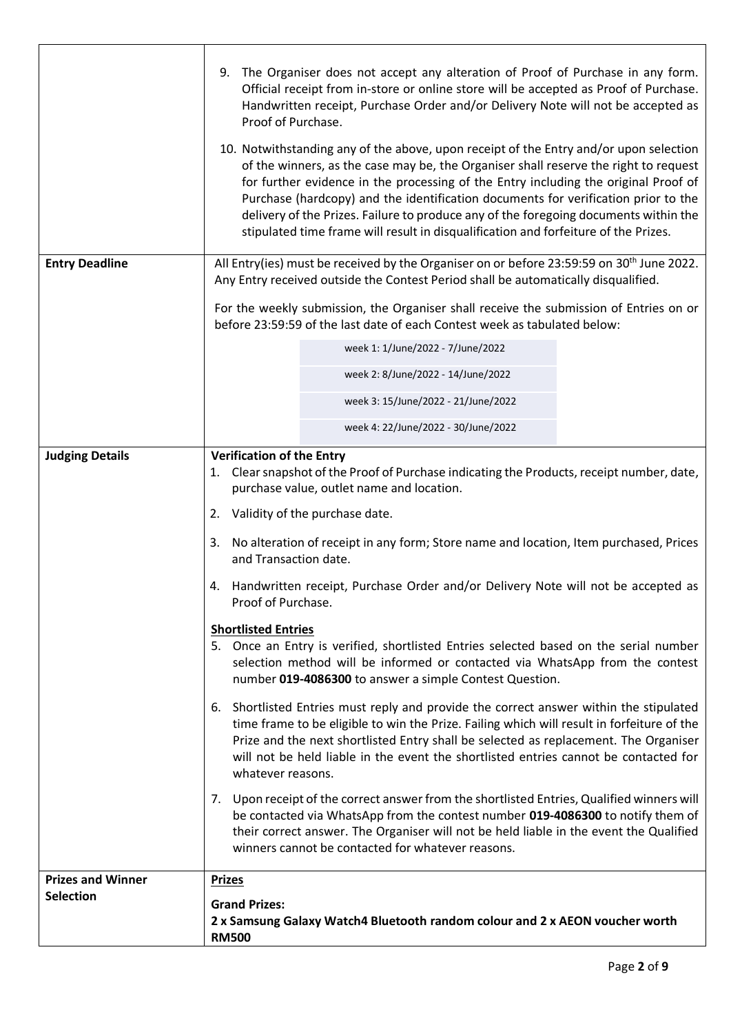| | |
|---|---|
| | 9. The Organiser does not accept any alteration of Proof of Purchase in any form. Official receipt from in-store or online store will be accepted as Proof of Purchase. Handwritten receipt, Purchase Order and/or Delivery Note will not be accepted as Proof of Purchase.<br><br>10. Notwithstanding any of the above, upon receipt of the Entry and/or upon selection of the winners, as the case may be, the Organiser shall reserve the right to request for further evidence in the processing of the Entry including the original Proof of Purchase (hardcopy) and the identification documents for verification prior to the delivery of the Prizes. Failure to produce any of the foregoing documents within the stipulated time frame will result in disqualification and forfeiture of the Prizes. |
| **Entry Deadline** | All Entry(ies) must be received by the Organiser on or before 23:59:59 on 30th June 2022. Any Entry received outside the Contest Period shall be automatically disqualified.<br><br>For the weekly submission, the Organiser shall receive the submission of Entries on or before 23:59:59 of the last date of each Contest week as tabulated below:<br><br>week 1: 1/June/2022 - 7/June/2022<br>week 2: 8/June/2022 - 14/June/2022<br>week 3: 15/June/2022 - 21/June/2022<br>week 4: 22/June/2022 - 30/June/2022 |
| **Judging Details** | **Verification of the Entry**<br>1. Clear snapshot of the Proof of Purchase indicating the Products, receipt number, date, purchase value, outlet name and location.<br>2. Validity of the purchase date.<br>3. No alteration of receipt in any form; Store name and location, Item purchased, Prices and Transaction date.<br>4. Handwritten receipt, Purchase Order and/or Delivery Note will not be accepted as Proof of Purchase.<br><br>**Shortlisted Entries**<br>5. Once an Entry is verified, shortlisted Entries selected based on the serial number selection method will be informed or contacted via WhatsApp from the contest number **019-4086300** to answer a simple Contest Question.<br>6. Shortlisted Entries must reply and provide the correct answer within the stipulated time frame to be eligible to win the Prize. Failing which will result in forfeiture of the Prize and the next shortlisted Entry shall be selected as replacement. The Organiser will not be held liable in the event the shortlisted entries cannot be contacted for whatever reasons.<br>7. Upon receipt of the correct answer from the shortlisted Entries, Qualified winners will be contacted via WhatsApp from the contest number **019-4086300** to notify them of their correct answer. The Organiser will not be held liable in the event the Qualified winners cannot be contacted for whatever reasons. |
| **Prizes and Winner Selection** | **Prizes**<br><br>**Grand Prizes:**<br>**2 x Samsung Galaxy Watch4 Bluetooth random colour and 2 x AEON voucher worth RM500** |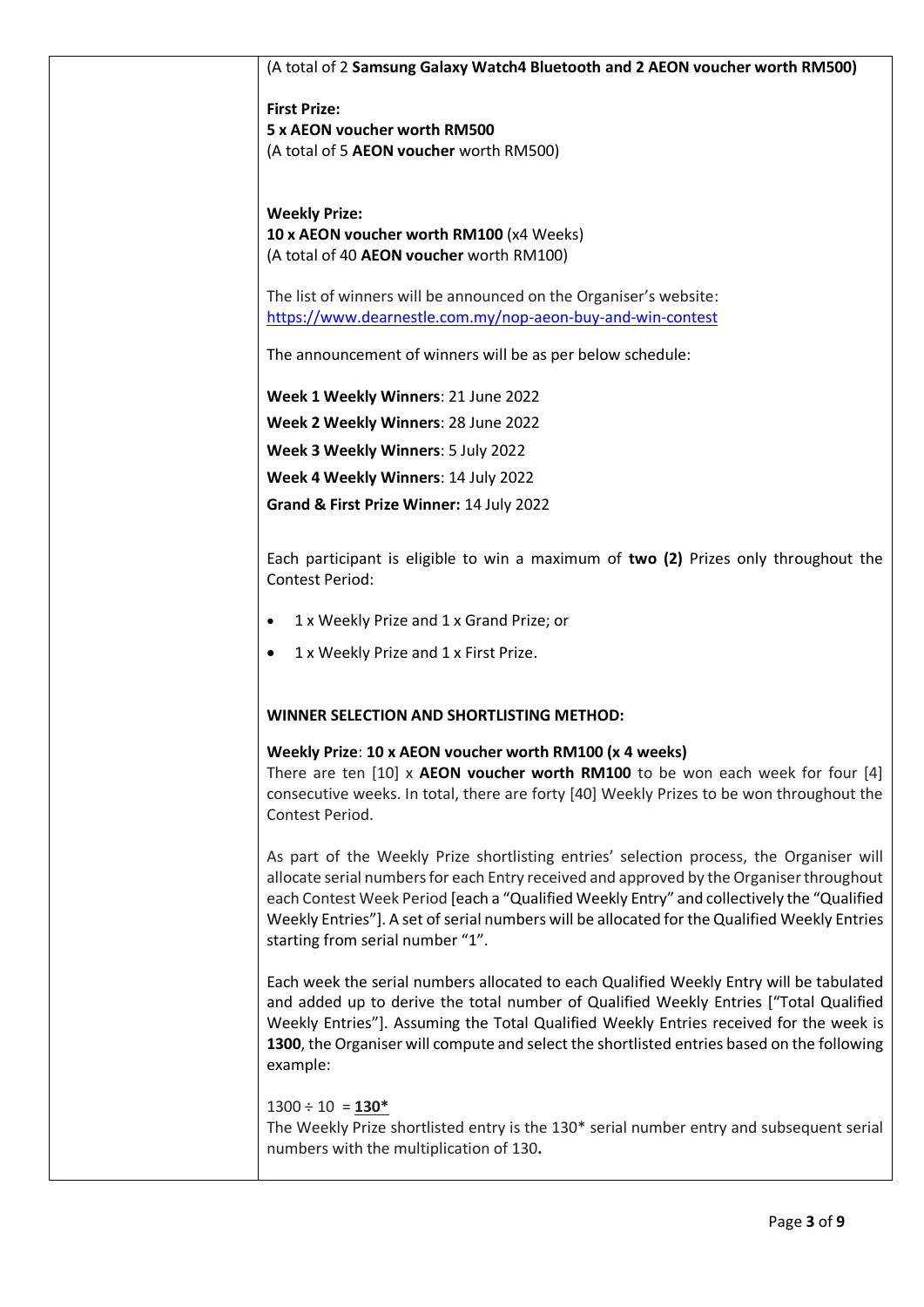(A total of 2 **Samsung Galaxy Watch4 Bluetooth and 2 AEON voucher worth RM500)**

**First Prize:**
**5 x AEON voucher worth RM500**
(A total of 5 **AEON voucher** worth RM500)

**Weekly Prize:**
**10 x AEON voucher worth RM100** (x4 Weeks)
(A total of 40 **AEON voucher** worth RM100)

The list of winners will be announced on the Organiser's website:
https://www.dearnestle.com.my/nop-aeon-buy-and-win-contest

The announcement of winners will be as per below schedule:

**Week 1 Weekly Winners**: 21 June 2022

**Week 2 Weekly Winners**: 28 June 2022

**Week 3 Weekly Winners**: 5 July 2022

**Week 4 Weekly Winners**: 14 July 2022

**Grand & First Prize Winner:** 14 July 2022

Each participant is eligible to win a maximum of **two (2)** Prizes only throughout the Contest Period:

- 1 x Weekly Prize and 1 x Grand Prize; or
- 1 x Weekly Prize and 1 x First Prize.

**WINNER SELECTION AND SHORTLISTING METHOD:**

**Weekly Prize**: **10 x AEON voucher worth RM100 (x 4 weeks)**
There are ten [10] x **AEON voucher worth RM100** to be won each week for four [4] consecutive weeks. In total, there are forty [40] Weekly Prizes to be won throughout the Contest Period.

As part of the Weekly Prize shortlisting entries' selection process, the Organiser will allocate serial numbers for each Entry received and approved by the Organiser throughout each Contest Week Period [each a "Qualified Weekly Entry" and collectively the "Qualified Weekly Entries"]. A set of serial numbers will be allocated for the Qualified Weekly Entries starting from serial number "1".

Each week the serial numbers allocated to each Qualified Weekly Entry will be tabulated and added up to derive the total number of Qualified Weekly Entries ["Total Qualified Weekly Entries"]. Assuming the Total Qualified Weekly Entries received for the week is **1300**, the Organiser will compute and select the shortlisted entries based on the following example:

1300 ÷ 10 = **130***
The Weekly Prize shortlisted entry is the 130* serial number entry and subsequent serial numbers with the multiplication of 130**.**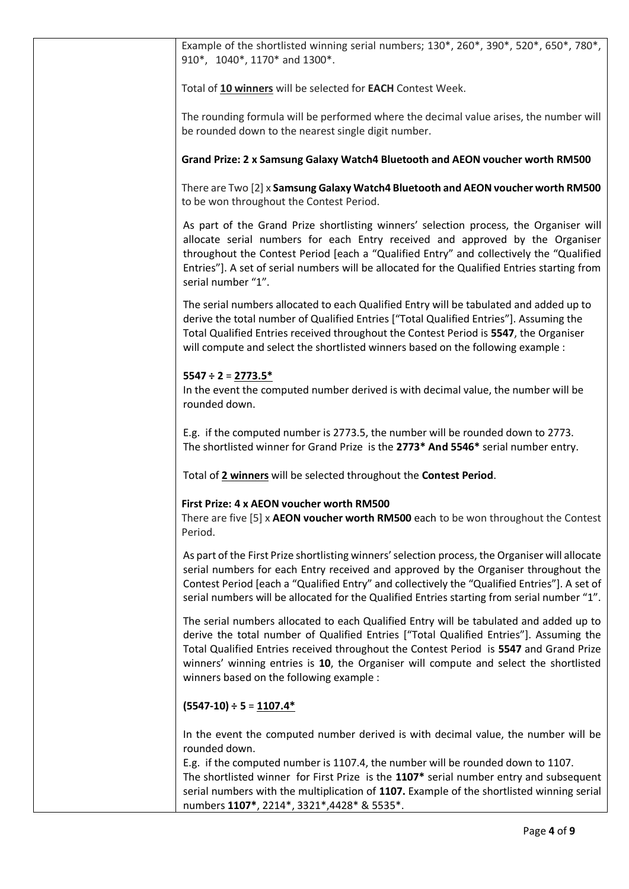Example of the shortlisted winning serial numbers; 130*, 260*, 390*, 520*, 650*, 780*, 910*, 1040*, 1170* and 1300*.

Total of **10 winners** will be selected for **EACH** Contest Week.

The rounding formula will be performed where the decimal value arises, the number will be rounded down to the nearest single digit number.

**Grand Prize: 2 x Samsung Galaxy Watch4 Bluetooth and AEON voucher worth RM500**

There are Two [2] x **Samsung Galaxy Watch4 Bluetooth and AEON voucher worth RM500** to be won throughout the Contest Period.

As part of the Grand Prize shortlisting winners' selection process, the Organiser will allocate serial numbers for each Entry received and approved by the Organiser throughout the Contest Period [each a "Qualified Entry" and collectively the "Qualified Entries"]. A set of serial numbers will be allocated for the Qualified Entries starting from serial number "1".

The serial numbers allocated to each Qualified Entry will be tabulated and added up to derive the total number of Qualified Entries ["Total Qualified Entries"]. Assuming the Total Qualified Entries received throughout the Contest Period is **5547**, the Organiser will compute and select the shortlisted winners based on the following example :

**5547 ÷ 2** = **2773.5***

In the event the computed number derived is with decimal value, the number will be rounded down.

E.g. if the computed number is 2773.5, the number will be rounded down to 2773.
The shortlisted winner for Grand Prize is the **2773* And 5546*** serial number entry.

Total of **2 winners** will be selected throughout the **Contest Period**.

**First Prize: 4 x AEON voucher worth RM500**

There are five [5] x **AEON voucher worth RM500** each to be won throughout the Contest Period.

As part of the First Prize shortlisting winners' selection process, the Organiser will allocate serial numbers for each Entry received and approved by the Organiser throughout the Contest Period [each a "Qualified Entry" and collectively the "Qualified Entries"]. A set of serial numbers will be allocated for the Qualified Entries starting from serial number "1".

The serial numbers allocated to each Qualified Entry will be tabulated and added up to derive the total number of Qualified Entries ["Total Qualified Entries"]. Assuming the Total Qualified Entries received throughout the Contest Period is **5547** and Grand Prize winners' winning entries is **10**, the Organiser will compute and select the shortlisted winners based on the following example :

**(5547-10) ÷ 5** = **1107.4***

In the event the computed number derived is with decimal value, the number will be rounded down.
E.g. if the computed number is 1107.4, the number will be rounded down to 1107.
The shortlisted winner for First Prize is the **1107*** serial number entry and subsequent serial numbers with the multiplication of **1107.** Example of the shortlisted winning serial numbers **1107***, 2214*, 3321*,4428* & 5535*.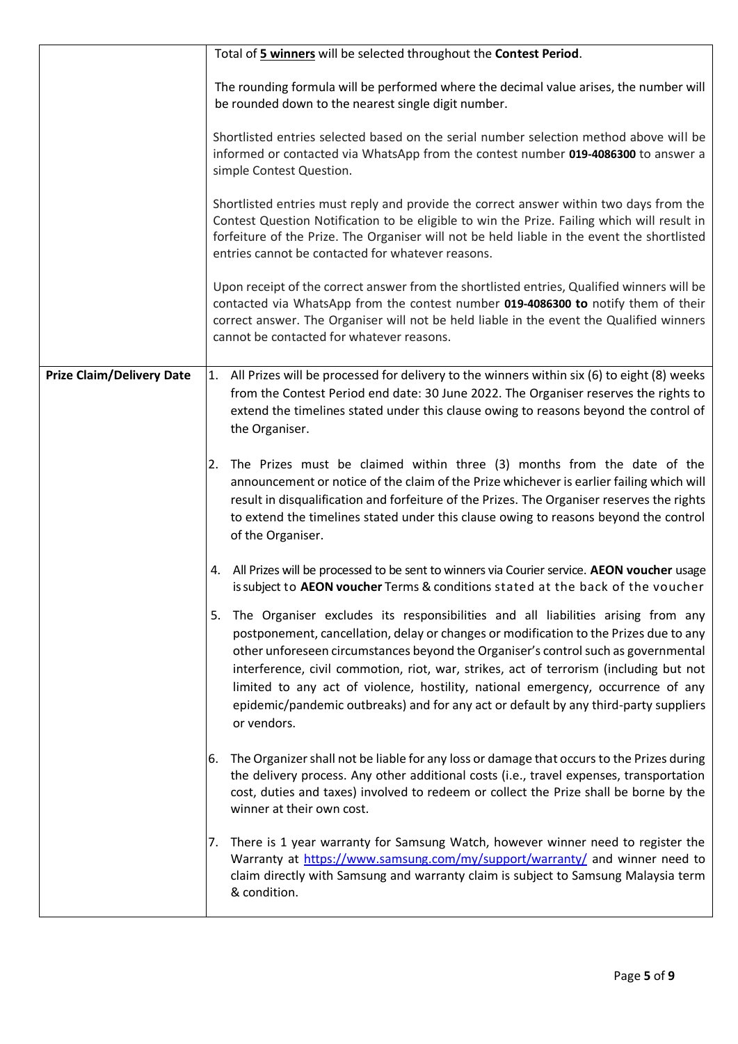| | |
|---|---|
| | Total of **5 winners** will be selected throughout the **Contest Period**.<br><br>The rounding formula will be performed where the decimal value arises, the number will be rounded down to the nearest single digit number.<br><br>Shortlisted entries selected based on the serial number selection method above will be informed or contacted via WhatsApp from the contest number **019-4086300** to answer a simple Contest Question.<br><br>Shortlisted entries must reply and provide the correct answer within two days from the Contest Question Notification to be eligible to win the Prize. Failing which will result in forfeiture of the Prize. The Organiser will not be held liable in the event the shortlisted entries cannot be contacted for whatever reasons.<br><br>Upon receipt of the correct answer from the shortlisted entries, Qualified winners will be contacted via WhatsApp from the contest number **019-4086300 to** notify them of their correct answer. The Organiser will not be held liable in the event the Qualified winners cannot be contacted for whatever reasons. |
| **Prize Claim/Delivery Date** | 1. All Prizes will be processed for delivery to the winners within six (6) to eight (8) weeks from the Contest Period end date: 30 June 2022. The Organiser reserves the rights to extend the timelines stated under this clause owing to reasons beyond the control of the Organiser.<br><br>2. The Prizes must be claimed within three (3) months from the date of the announcement or notice of the claim of the Prize whichever is earlier failing which will result in disqualification and forfeiture of the Prizes. The Organiser reserves the rights to extend the timelines stated under this clause owing to reasons beyond the control of the Organiser.<br><br>4. All Prizes will be processed to be sent to winners via Courier service. **AEON voucher** usage is subject to **AEON voucher** Terms & conditions stated at the back of the voucher<br><br>5. The Organiser excludes its responsibilities and all liabilities arising from any postponement, cancellation, delay or changes or modification to the Prizes due to any other unforeseen circumstances beyond the Organiser's control such as governmental interference, civil commotion, riot, war, strikes, act of terrorism (including but not limited to any act of violence, hostility, national emergency, occurrence of any epidemic/pandemic outbreaks) and for any act or default by any third-party suppliers or vendors.<br><br>6. The Organizer shall not be liable for any loss or damage that occurs to the Prizes during the delivery process. Any other additional costs (i.e., travel expenses, transportation cost, duties and taxes) involved to redeem or collect the Prize shall be borne by the winner at their own cost.<br><br>7. There is 1 year warranty for Samsung Watch, however winner need to register the Warranty at https://www.samsung.com/my/support/warranty/ and winner need to claim directly with Samsung and warranty claim is subject to Samsung Malaysia term & condition. |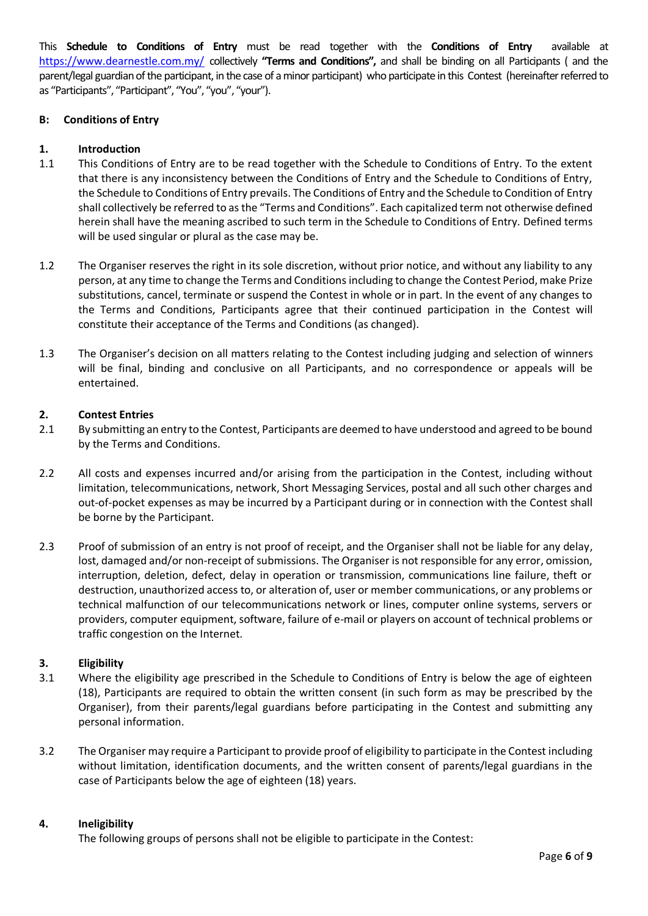This **Schedule to Conditions of Entry** must be read together with the **Conditions of Entry** available at https://www.dearnestle.com.my/ collectively **"Terms and Conditions",** and shall be binding on all Participants ( and the parent/legal guardian of the participant, in the case of a minor participant) who participate in this Contest (hereinafter referred to as "Participants", "Participant", "You", "you", "your").

## B: Conditions of Entry

### 1. Introduction

1.1 This Conditions of Entry are to be read together with the Schedule to Conditions of Entry. To the extent that there is any inconsistency between the Conditions of Entry and the Schedule to Conditions of Entry, the Schedule to Conditions of Entry prevails. The Conditions of Entry and the Schedule to Condition of Entry shall collectively be referred to as the "Terms and Conditions". Each capitalized term not otherwise defined herein shall have the meaning ascribed to such term in the Schedule to Conditions of Entry. Defined terms will be used singular or plural as the case may be.

1.2 The Organiser reserves the right in its sole discretion, without prior notice, and without any liability to any person, at any time to change the Terms and Conditions including to change the Contest Period, make Prize substitutions, cancel, terminate or suspend the Contest in whole or in part. In the event of any changes to the Terms and Conditions, Participants agree that their continued participation in the Contest will constitute their acceptance of the Terms and Conditions (as changed).

1.3 The Organiser's decision on all matters relating to the Contest including judging and selection of winners will be final, binding and conclusive on all Participants, and no correspondence or appeals will be entertained.

### 2. Contest Entries

2.1 By submitting an entry to the Contest, Participants are deemed to have understood and agreed to be bound by the Terms and Conditions.

2.2 All costs and expenses incurred and/or arising from the participation in the Contest, including without limitation, telecommunications, network, Short Messaging Services, postal and all such other charges and out-of-pocket expenses as may be incurred by a Participant during or in connection with the Contest shall be borne by the Participant.

2.3 Proof of submission of an entry is not proof of receipt, and the Organiser shall not be liable for any delay, lost, damaged and/or non-receipt of submissions. The Organiser is not responsible for any error, omission, interruption, deletion, defect, delay in operation or transmission, communications line failure, theft or destruction, unauthorized access to, or alteration of, user or member communications, or any problems or technical malfunction of our telecommunications network or lines, computer online systems, servers or providers, computer equipment, software, failure of e-mail or players on account of technical problems or traffic congestion on the Internet.

### 3. Eligibility

3.1 Where the eligibility age prescribed in the Schedule to Conditions of Entry is below the age of eighteen (18), Participants are required to obtain the written consent (in such form as may be prescribed by the Organiser), from their parents/legal guardians before participating in the Contest and submitting any personal information.

3.2 The Organiser may require a Participant to provide proof of eligibility to participate in the Contest including without limitation, identification documents, and the written consent of parents/legal guardians in the case of Participants below the age of eighteen (18) years.

### 4. Ineligibility

The following groups of persons shall not be eligible to participate in the Contest: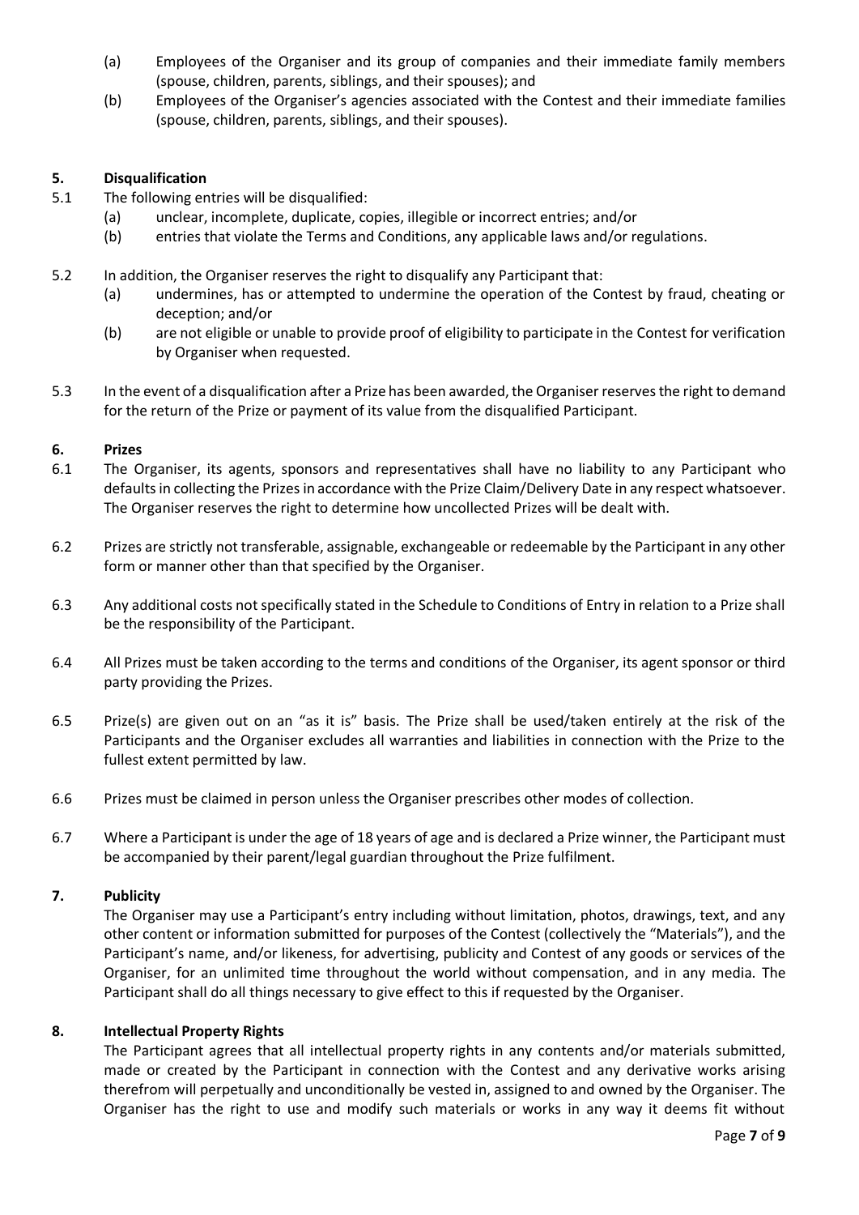(a) Employees of the Organiser and its group of companies and their immediate family members (spouse, children, parents, siblings, and their spouses); and

(b) Employees of the Organiser's agencies associated with the Contest and their immediate families (spouse, children, parents, siblings, and their spouses).

## 5. Disqualification

5.1 The following entries will be disqualified:

(a) unclear, incomplete, duplicate, copies, illegible or incorrect entries; and/or

(b) entries that violate the Terms and Conditions, any applicable laws and/or regulations.

5.2 In addition, the Organiser reserves the right to disqualify any Participant that:

(a) undermines, has or attempted to undermine the operation of the Contest by fraud, cheating or deception; and/or

(b) are not eligible or unable to provide proof of eligibility to participate in the Contest for verification by Organiser when requested.

5.3 In the event of a disqualification after a Prize has been awarded, the Organiser reserves the right to demand for the return of the Prize or payment of its value from the disqualified Participant.

## 6. Prizes

6.1 The Organiser, its agents, sponsors and representatives shall have no liability to any Participant who defaults in collecting the Prizes in accordance with the Prize Claim/Delivery Date in any respect whatsoever. The Organiser reserves the right to determine how uncollected Prizes will be dealt with.

6.2 Prizes are strictly not transferable, assignable, exchangeable or redeemable by the Participant in any other form or manner other than that specified by the Organiser.

6.3 Any additional costs not specifically stated in the Schedule to Conditions of Entry in relation to a Prize shall be the responsibility of the Participant.

6.4 All Prizes must be taken according to the terms and conditions of the Organiser, its agent sponsor or third party providing the Prizes.

6.5 Prize(s) are given out on an "as it is" basis. The Prize shall be used/taken entirely at the risk of the Participants and the Organiser excludes all warranties and liabilities in connection with the Prize to the fullest extent permitted by law.

6.6 Prizes must be claimed in person unless the Organiser prescribes other modes of collection.

6.7 Where a Participant is under the age of 18 years of age and is declared a Prize winner, the Participant must be accompanied by their parent/legal guardian throughout the Prize fulfilment.

## 7. Publicity

The Organiser may use a Participant's entry including without limitation, photos, drawings, text, and any other content or information submitted for purposes of the Contest (collectively the "Materials"), and the Participant's name, and/or likeness, for advertising, publicity and Contest of any goods or services of the Organiser, for an unlimited time throughout the world without compensation, and in any media. The Participant shall do all things necessary to give effect to this if requested by the Organiser.

## 8. Intellectual Property Rights

The Participant agrees that all intellectual property rights in any contents and/or materials submitted, made or created by the Participant in connection with the Contest and any derivative works arising therefrom will perpetually and unconditionally be vested in, assigned to and owned by the Organiser. The Organiser has the right to use and modify such materials or works in any way it deems fit without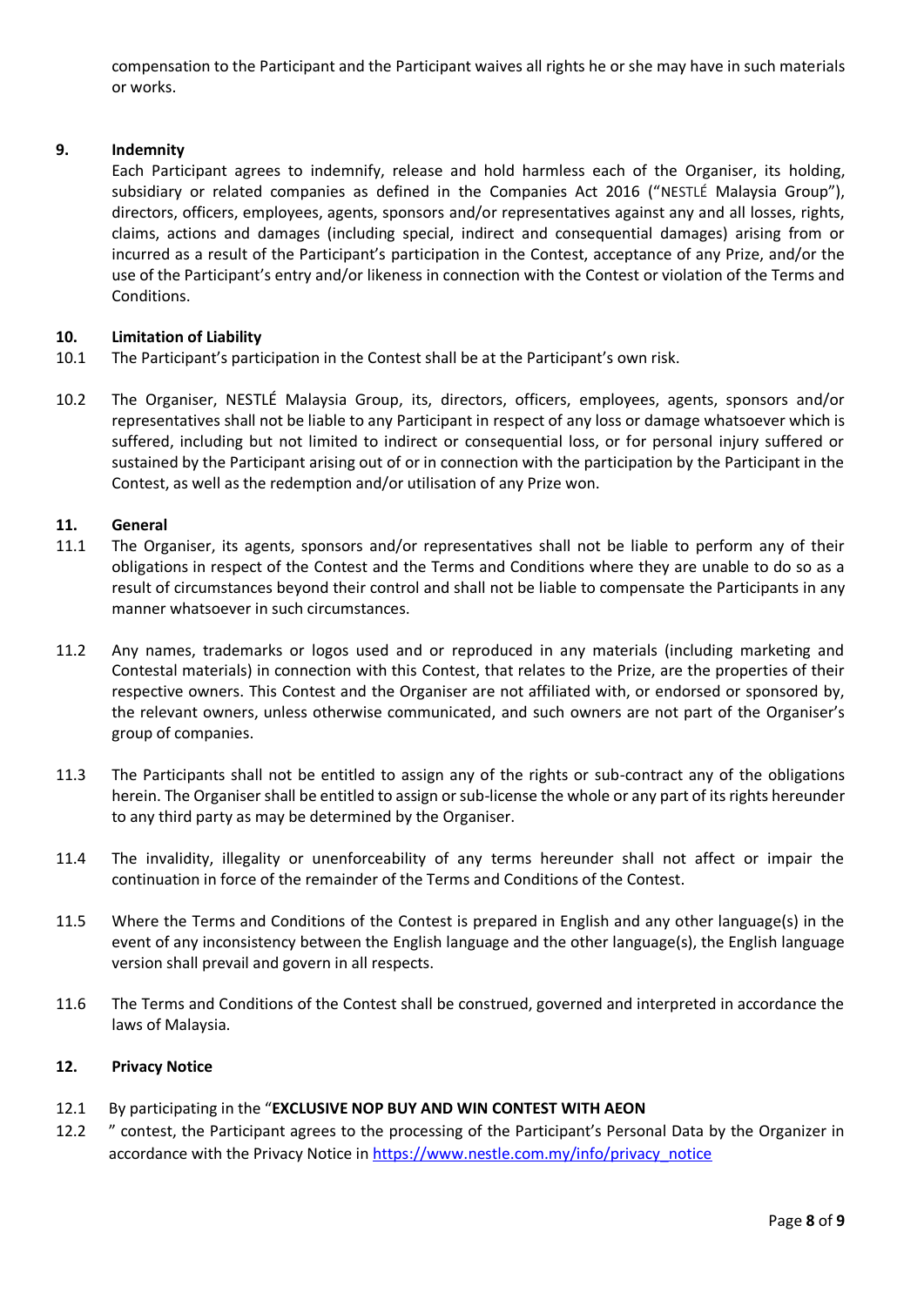compensation to the Participant and the Participant waives all rights he or she may have in such materials or works.

**9. Indemnity**

Each Participant agrees to indemnify, release and hold harmless each of the Organiser, its holding, subsidiary or related companies as defined in the Companies Act 2016 ("NESTLÉ Malaysia Group"), directors, officers, employees, agents, sponsors and/or representatives against any and all losses, rights, claims, actions and damages (including special, indirect and consequential damages) arising from or incurred as a result of the Participant's participation in the Contest, acceptance of any Prize, and/or the use of the Participant's entry and/or likeness in connection with the Contest or violation of the Terms and Conditions.

**10. Limitation of Liability**

10.1 The Participant's participation in the Contest shall be at the Participant's own risk.

10.2 The Organiser, NESTLÉ Malaysia Group, its, directors, officers, employees, agents, sponsors and/or representatives shall not be liable to any Participant in respect of any loss or damage whatsoever which is suffered, including but not limited to indirect or consequential loss, or for personal injury suffered or sustained by the Participant arising out of or in connection with the participation by the Participant in the Contest, as well as the redemption and/or utilisation of any Prize won.

**11. General**

11.1 The Organiser, its agents, sponsors and/or representatives shall not be liable to perform any of their obligations in respect of the Contest and the Terms and Conditions where they are unable to do so as a result of circumstances beyond their control and shall not be liable to compensate the Participants in any manner whatsoever in such circumstances.

11.2 Any names, trademarks or logos used and or reproduced in any materials (including marketing and Contestal materials) in connection with this Contest, that relates to the Prize, are the properties of their respective owners. This Contest and the Organiser are not affiliated with, or endorsed or sponsored by, the relevant owners, unless otherwise communicated, and such owners are not part of the Organiser's group of companies.

11.3 The Participants shall not be entitled to assign any of the rights or sub-contract any of the obligations herein. The Organiser shall be entitled to assign or sub-license the whole or any part of its rights hereunder to any third party as may be determined by the Organiser.

11.4 The invalidity, illegality or unenforceability of any terms hereunder shall not affect or impair the continuation in force of the remainder of the Terms and Conditions of the Contest.

11.5 Where the Terms and Conditions of the Contest is prepared in English and any other language(s) in the event of any inconsistency between the English language and the other language(s), the English language version shall prevail and govern in all respects.

11.6 The Terms and Conditions of the Contest shall be construed, governed and interpreted in accordance the laws of Malaysia.

**12. Privacy Notice**

12.1 By participating in the "**EXCLUSIVE NOP BUY AND WIN CONTEST WITH AEON**

12.2 " contest, the Participant agrees to the processing of the Participant's Personal Data by the Organizer in accordance with the Privacy Notice in https://www.nestle.com.my/info/privacy_notice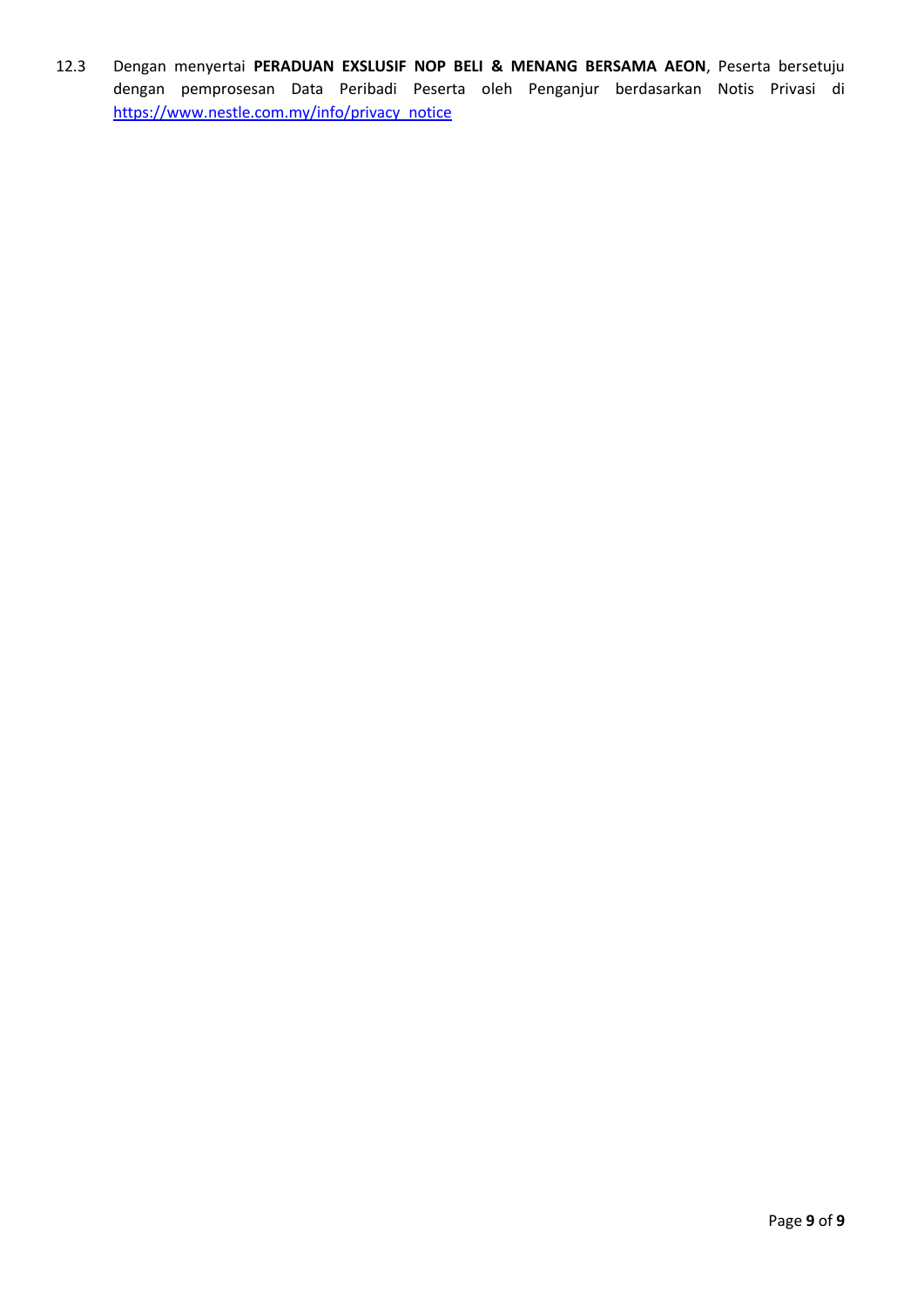12.3 Dengan menyertai **PERADUAN EXSLUSIF NOP BELI & MENANG BERSAMA AEON**, Peserta bersetuju dengan pemprosesan Data Peribadi Peserta oleh Penganjur berdasarkan Notis Privasi di https://www.nestle.com.my/info/privacy_notice